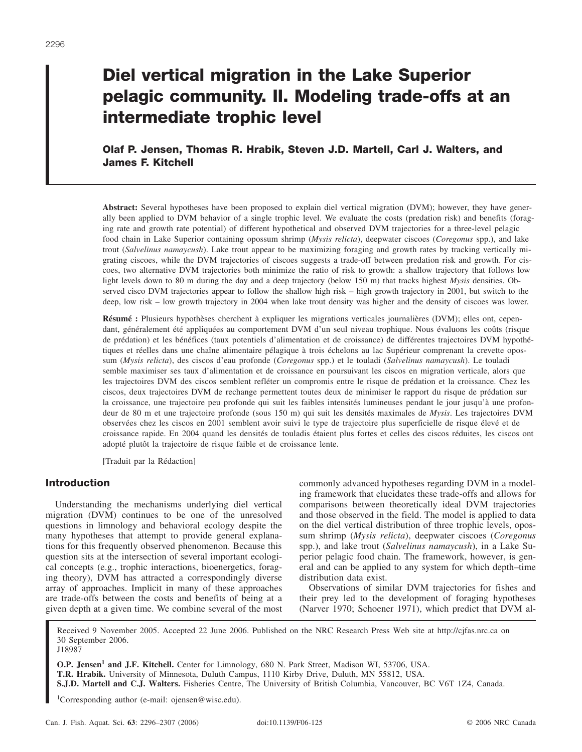# Diel vertical migration in the Lake Superior pelagic community. II. Modeling trade-offs at an intermediate trophic level

**Olaf P. Jensen, Thomas R. Hrabik, Steven J.D. Martell, Carl J. Walters, and James F. Kitchell**

**Abstract:** Several hypotheses have been proposed to explain diel vertical migration (DVM); however, they have generally been applied to DVM behavior of a single trophic level. We evaluate the costs (predation risk) and benefits (foraging rate and growth rate potential) of different hypothetical and observed DVM trajectories for a three-level pelagic food chain in Lake Superior containing opossum shrimp (*Mysis relicta*), deepwater ciscoes (*Coregonus* spp.), and lake trout (*Salvelinus namaycush*). Lake trout appear to be maximizing foraging and growth rates by tracking vertically migrating ciscoes, while the DVM trajectories of ciscoes suggests a trade-off between predation risk and growth. For ciscoes, two alternative DVM trajectories both minimize the ratio of risk to growth: a shallow trajectory that follows low light levels down to 80 m during the day and a deep trajectory (below 150 m) that tracks highest *Mysis* densities. Observed cisco DVM trajectories appear to follow the shallow high risk – high growth trajectory in 2001, but switch to the deep, low risk – low growth trajectory in 2004 when lake trout density was higher and the density of ciscoes was lower.

**Résumé :** Plusieurs hypothèses cherchent à expliquer les migrations verticales journalières (DVM); elles ont, cependant, généralement été appliquées au comportement DVM d'un seul niveau trophique. Nous évaluons les coûts (risque de prédation) et les bénéfices (taux potentiels d'alimentation et de croissance) de différentes trajectoires DVM hypothétiques et réelles dans une chaîne alimentaire pélagique à trois échelons au lac Supérieur comprenant la crevette opossum (*Mysis relicta*), des ciscos d'eau profonde (*Coregonus* spp.) et le touladi (*Salvelinus namaycush*). Le touladi semble maximiser ses taux d'alimentation et de croissance en poursuivant les ciscos en migration verticale, alors que les trajectoires DVM des ciscos semblent refléter un compromis entre le risque de prédation et la croissance. Chez les ciscos, deux trajectoires DVM de rechange permettent toutes deux de minimiser le rapport du risque de prédation sur la croissance, une trajectoire peu profonde qui suit les faibles intensités lumineuses pendant le jour jusqu'à une profondeur de 80 m et une trajectoire profonde (sous 150 m) qui suit les densités maximales de *Mysis*. Les trajectoires DVM observées chez les ciscos en 2001 semblent avoir suivi le type de trajectoire plus superficielle de risque élevé et de croissance rapide. En 2004 quand les densités de touladis étaient plus fortes et celles des ciscos réduites, les ciscos ont adopté plutôt la trajectoire de risque faible et de croissance lente.

[Traduit par la Rédaction]

## Introduction

Understanding the mechanisms underlying diel vertical migration (DVM) continues to be one of the unresolved questions in limnology and behavioral ecology despite the many hypotheses that attempt to provide general explanations for this frequently observed phenomenon. Because this question sits at the intersection of several important ecological concepts (e.g., trophic interactions, bioenergetics, foraging theory), DVM has attracted a correspondingly diverse array of approaches. Implicit in many of these approaches are trade-offs between the costs and benefits of being at a given depth at a given time. We combine several of the most commonly advanced hypotheses regarding DVM in a modeling framework that elucidates these trade-offs and allows for comparisons between theoretically ideal DVM trajectories and those observed in the field. The model is applied to data on the diel vertical distribution of three trophic levels, opossum shrimp (*Mysis relicta*), deepwater ciscoes (*Coregonus* spp.), and lake trout (*Salvelinus namaycush*), in a Lake Superior pelagic food chain. The framework, however, is general and can be applied to any system for which depth–time distribution data exist.

Observations of similar DVM trajectories for fishes and their prey led to the development of foraging hypotheses (Narver 1970; Schoener 1971), which predict that DVM al-

Received 9 November 2005. Accepted 22 June 2006. Published on the NRC Research Press Web site at http://cjfas.nrc.ca on 30 September 2006.
J18987

**O.P. Jensen[1] and J.F. Kitchell.** Center for Limnology, 680 N. Park Street, Madison WI, 53706, USA.
**T.R. Hrabik.** University of Minnesota, Duluth Campus, 1110 Kirby Drive, Duluth, MN 55812, USA.
**S.J.D. Martell and C.J. Walters.** Fisheries Centre, The University of British Columbia, Vancouver, BC V6T 1Z4, Canada.

[1]Corresponding author (e-mail: ojensen@wisc.edu).

doi:10.1139/F06-125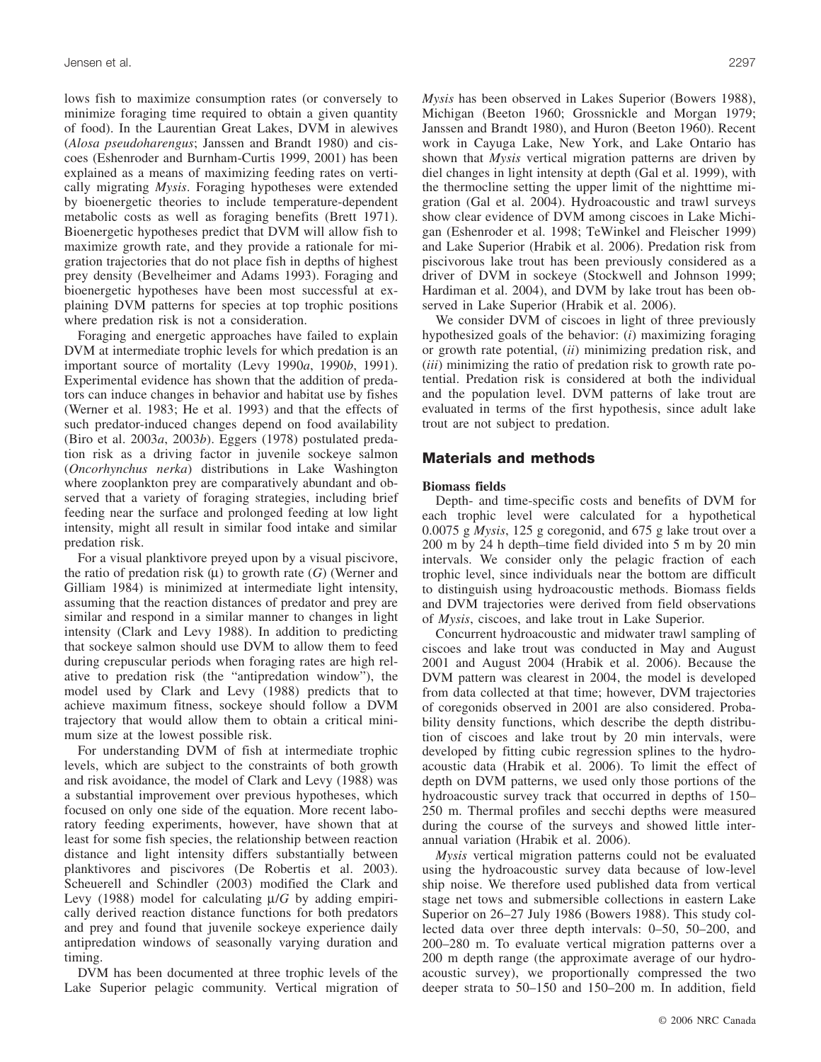lows fish to maximize consumption rates (or conversely to minimize foraging time required to obtain a given quantity of food). In the Laurentian Great Lakes, DVM in alewives (*Alosa pseudoharengus*; Janssen and Brandt 1980) and ciscoes (Eshenroder and Burnham-Curtis 1999, 2001) has been explained as a means of maximizing feeding rates on vertically migrating *Mysis*. Foraging hypotheses were extended by bioenergetic theories to include temperature-dependent metabolic costs as well as foraging benefits (Brett 1971). Bioenergetic hypotheses predict that DVM will allow fish to maximize growth rate, and they provide a rationale for migration trajectories that do not place fish in depths of highest prey density (Bevelheimer and Adams 1993). Foraging and bioenergetic hypotheses have been most successful at explaining DVM patterns for species at top trophic positions where predation risk is not a consideration.

Foraging and energetic approaches have failed to explain DVM at intermediate trophic levels for which predation is an important source of mortality (Levy 1990*a*, 1990*b*, 1991). Experimental evidence has shown that the addition of predators can induce changes in behavior and habitat use by fishes (Werner et al. 1983; He et al. 1993) and that the effects of such predator-induced changes depend on food availability (Biro et al. 2003*a*, 2003*b*). Eggers (1978) postulated predation risk as a driving factor in juvenile sockeye salmon (*Oncorhynchus nerka*) distributions in Lake Washington where zooplankton prey are comparatively abundant and observed that a variety of foraging strategies, including brief feeding near the surface and prolonged feeding at low light intensity, might all result in similar food intake and similar predation risk.

For a visual planktivore preyed upon by a visual piscivore, the ratio of predation risk ($\mu$) to growth rate ($G$) (Werner and Gilliam 1984) is minimized at intermediate light intensity, assuming that the reaction distances of predator and prey are similar and respond in a similar manner to changes in light intensity (Clark and Levy 1988). In addition to predicting that sockeye salmon should use DVM to allow them to feed during crepuscular periods when foraging rates are high relative to predation risk (the "antipredation window"), the model used by Clark and Levy (1988) predicts that to achieve maximum fitness, sockeye should follow a DVM trajectory that would allow them to obtain a critical minimum size at the lowest possible risk.

For understanding DVM of fish at intermediate trophic levels, which are subject to the constraints of both growth and risk avoidance, the model of Clark and Levy (1988) was a substantial improvement over previous hypotheses, which focused on only one side of the equation. More recent laboratory feeding experiments, however, have shown that at least for some fish species, the relationship between reaction distance and light intensity differs substantially between planktivores and piscivores (De Robertis et al. 2003). Scheuerell and Schindler (2003) modified the Clark and Levy (1988) model for calculating $\mu/G$ by adding empirically derived reaction distance functions for both predators and prey and found that juvenile sockeye experience daily antipredation windows of seasonally varying duration and timing.

DVM has been documented at three trophic levels of the Lake Superior pelagic community. Vertical migration of *Mysis* has been observed in Lakes Superior (Bowers 1988), Michigan (Beeton 1960; Grossnickle and Morgan 1979; Janssen and Brandt 1980), and Huron (Beeton 1960). Recent work in Cayuga Lake, New York, and Lake Ontario has shown that *Mysis* vertical migration patterns are driven by diel changes in light intensity at depth (Gal et al. 1999), with the thermocline setting the upper limit of the nighttime migration (Gal et al. 2004). Hydroacoustic and trawl surveys show clear evidence of DVM among ciscoes in Lake Michigan (Eshenroder et al. 1998; TeWinkel and Fleischer 1999) and Lake Superior (Hrabik et al. 2006). Predation risk from piscivorous lake trout has been previously considered as a driver of DVM in sockeye (Stockwell and Johnson 1999; Hardiman et al. 2004), and DVM by lake trout has been observed in Lake Superior (Hrabik et al. 2006).

We consider DVM of ciscoes in light of three previously hypothesized goals of the behavior: (*i*) maximizing foraging or growth rate potential, (*ii*) minimizing predation risk, and (*iii*) minimizing the ratio of predation risk to growth rate potential. Predation risk is considered at both the individual and the population level. DVM patterns of lake trout are evaluated in terms of the first hypothesis, since adult lake trout are not subject to predation.

## Materials and methods

### Biomass fields

Depth- and time-specific costs and benefits of DVM for each trophic level were calculated for a hypothetical 0.0075 g *Mysis*, 125 g coregonid, and 675 g lake trout over a 200 m by 24 h depth–time field divided into 5 m by 20 min intervals. We consider only the pelagic fraction of each trophic level, since individuals near the bottom are difficult to distinguish using hydroacoustic methods. Biomass fields and DVM trajectories were derived from field observations of *Mysis*, ciscoes, and lake trout in Lake Superior.

Concurrent hydroacoustic and midwater trawl sampling of ciscoes and lake trout was conducted in May and August 2001 and August 2004 (Hrabik et al. 2006). Because the DVM pattern was clearest in 2004, the model is developed from data collected at that time; however, DVM trajectories of coregonids observed in 2001 are also considered. Probability density functions, which describe the depth distribution of ciscoes and lake trout by 20 min intervals, were developed by fitting cubic regression splines to the hydroacoustic data (Hrabik et al. 2006). To limit the effect of depth on DVM patterns, we used only those portions of the hydroacoustic survey track that occurred in depths of 150–250 m. Thermal profiles and secchi depths were measured during the course of the surveys and showed little interannual variation (Hrabik et al. 2006).

*Mysis* vertical migration patterns could not be evaluated using the hydroacoustic survey data because of low-level ship noise. We therefore used published data from vertical stage net tows and submersible collections in eastern Lake Superior on 26–27 July 1986 (Bowers 1988). This study collected data over three depth intervals: 0–50, 50–200, and 200–280 m. To evaluate vertical migration patterns over a 200 m depth range (the approximate average of our hydroacoustic survey), we proportionally compressed the two deeper strata to 50–150 and 150–200 m. In addition, field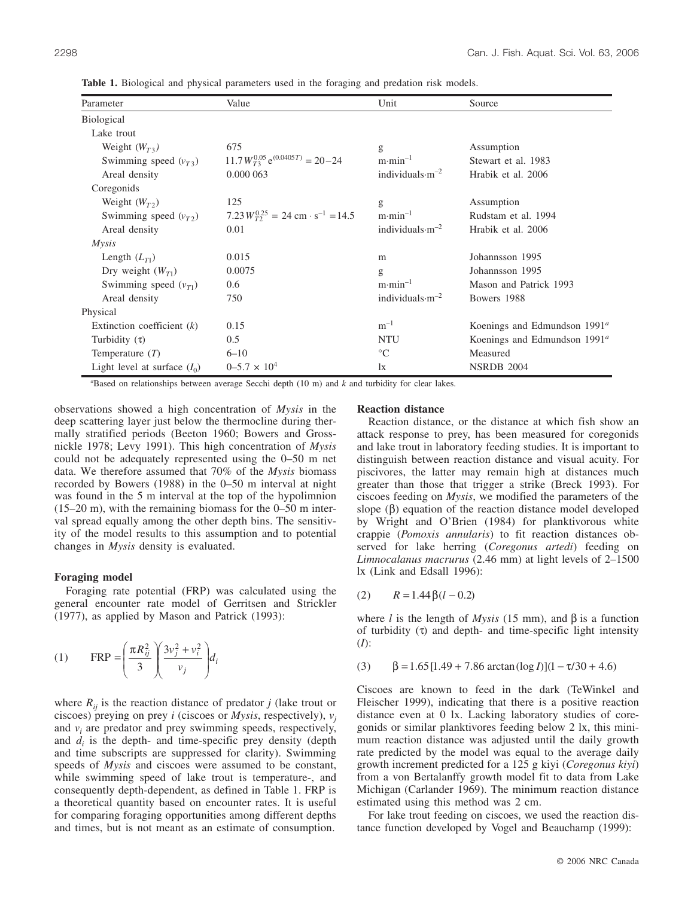**Table 1.** Biological and physical parameters used in the foraging and predation risk models.

| Parameter | Value | Unit | Source |
|---|---|---|---|
| Biological | | | |
| Lake trout | | | |
| Weight ($W_{T3}$) | 675 | g | Assumption |
| Swimming speed ($v_{T3}$) | $11.7W_{T3}^{0.05}\,e^{(0.0405T)} = 20{-}24$ | $m{\cdot}min^{-1}$ | Stewart et al. 1983 |
| Areal density | 0.000 063 | $individuals{\cdot}m^{-2}$ | Hrabik et al. 2006 |
| Coregonids | | | |
| Weight ($W_{T2}$) | 125 | g | Assumption |
| Swimming speed ($v_{T2}$) | $7.23W_{T2}^{0.25} = 24\ cm \cdot s^{-1} = 14.5$ | $m{\cdot}min^{-1}$ | Rudstam et al. 1994 |
| Areal density | 0.01 | $individuals{\cdot}m^{-2}$ | Hrabik et al. 2006 |
| *Mysis* | | | |
| Length ($L_{T1}$) | 0.015 | m | Johannsson 1995 |
| Dry weight ($W_{T1}$) | 0.0075 | g | Johannsson 1995 |
| Swimming speed ($v_{T1}$) | 0.6 | $m{\cdot}min^{-1}$ | Mason and Patrick 1993 |
| Areal density | 750 | $individuals{\cdot}m^{-2}$ | Bowers 1988 |
| Physical | | | |
| Extinction coefficient ($k$) | 0.15 | $m^{-1}$ | Koenings and Edmundson 1991[a] |
| Turbidity ($\tau$) | 0.5 | NTU | Koenings and Edmundson 1991[a] |
| Temperature ($T$) | 6–10 | °C | Measured |
| Light level at surface ($I_0$) | $0{-}5.7 \times 10^4$ | lx | NSRDB 2004 |

[a]Based on relationships between average Secchi depth (10 m) and $k$ and turbidity for clear lakes.

observations showed a high concentration of *Mysis* in the deep scattering layer just below the thermocline during thermally stratified periods (Beeton 1960; Bowers and Grossnickle 1978; Levy 1991). This high concentration of *Mysis* could not be adequately represented using the 0–50 m net data. We therefore assumed that 70% of the *Mysis* biomass recorded by Bowers (1988) in the 0–50 m interval at night was found in the 5 m interval at the top of the hypolimnion (15–20 m), with the remaining biomass for the 0–50 m interval spread equally among the other depth bins. The sensitivity of the model results to this assumption and to potential changes in *Mysis* density is evaluated.

### Foraging model

Foraging rate potential (FRP) was calculated using the general encounter rate model of Gerritsen and Strickler (1977), as applied by Mason and Patrick (1993):

$$(1)\qquad \mathrm{FRP} = \left(\frac{\pi R_{ij}^2}{3}\right)\left(\frac{3v_j^2 + v_i^2}{v_j}\right)d_i$$

where $R_{ij}$ is the reaction distance of predator $j$ (lake trout or ciscoes) preying on prey $i$ (ciscoes or *Mysis*, respectively), $v_j$ and $v_i$ are predator and prey swimming speeds, respectively, and $d_i$ is the depth- and time-specific prey density (depth and time subscripts are suppressed for clarity). Swimming speeds of *Mysis* and ciscoes were assumed to be constant, while swimming speed of lake trout is temperature-, and consequently depth-dependent, as defined in Table 1. FRP is a theoretical quantity based on encounter rates. It is useful for comparing foraging opportunities among different depths and times, but is not meant as an estimate of consumption.

### Reaction distance

Reaction distance, or the distance at which fish show an attack response to prey, has been measured for coregonids and lake trout in laboratory feeding studies. It is important to distinguish between reaction distance and visual acuity. For piscivores, the latter may remain high at distances much greater than those that trigger a strike (Breck 1993). For ciscoes feeding on *Mysis*, we modified the parameters of the slope ($\beta$) equation of the reaction distance model developed by Wright and O'Brien (1984) for planktivorous white crappie (*Pomoxis annularis*) to fit reaction distances observed for lake herring (*Coregonus artedi*) feeding on *Limnocalanus macrurus* (2.46 mm) at light levels of 2–1500 lx (Link and Edsall 1996):

$$(2)\qquad R = 1.44\beta(l - 0.2)$$

where $l$ is the length of *Mysis* (15 mm), and $\beta$ is a function of turbidity ($\tau$) and depth- and time-specific light intensity ($I$):

$$(3)\qquad \beta = 1.65[1.49 + 7.86\arctan(\log I)](1 - \tau/30 + 4.6)$$

Ciscoes are known to feed in the dark (TeWinkel and Fleischer 1999), indicating that there is a positive reaction distance even at 0 lx. Lacking laboratory studies of coregonids or similar planktivores feeding below 2 lx, this minimum reaction distance was adjusted until the daily growth rate predicted by the model was equal to the average daily growth increment predicted for a 125 g kiyi (*Coregonus kiyi*) from a von Bertalanffy growth model fit to data from Lake Michigan (Carlander 1969). The minimum reaction distance estimated using this method was 2 cm.

For lake trout feeding on ciscoes, we used the reaction distance function developed by Vogel and Beauchamp (1999):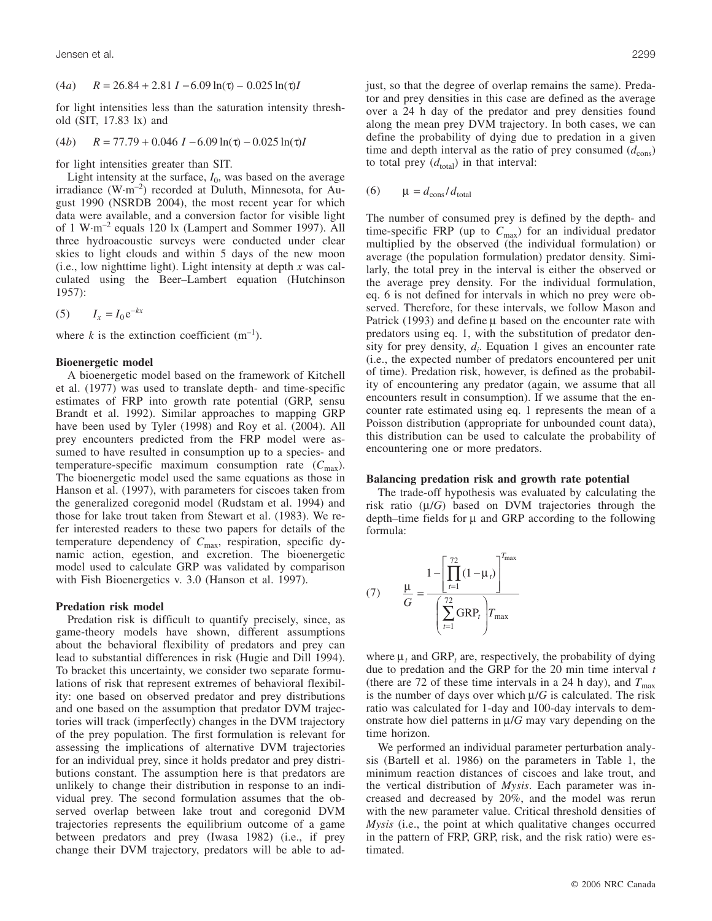(4*a*) $R = 26.84 + 2.81\ I - 6.09 \ln(\tau) - 0.025 \ln(\tau) I$

for light intensities less than the saturation intensity threshold (SIT, 17.83 lx) and

(4*b*) $R = 77.79 + 0.046\ I - 6.09 \ln(\tau) - 0.025 \ln(\tau) I$

for light intensities greater than SIT.

Light intensity at the surface, $I_0$, was based on the average irradiance (W·m$^{-2}$) recorded at Duluth, Minnesota, for August 1990 (NSRDB 2004), the most recent year for which data were available, and a conversion factor for visible light of 1 W·m$^{-2}$ equals 120 lx (Lampert and Sommer 1997). All three hydroacoustic surveys were conducted under clear skies to light clouds and within 5 days of the new moon (i.e., low nighttime light). Light intensity at depth *x* was calculated using the Beer–Lambert equation (Hutchinson 1957):

(5) $I_x = I_0 e^{-kx}$

where *k* is the extinction coefficient (m$^{-1}$).

### Bioenergetic model

A bioenergetic model based on the framework of Kitchell et al. (1977) was used to translate depth- and time-specific estimates of FRP into growth rate potential (GRP, sensu Brandt et al. 1992). Similar approaches to mapping GRP have been used by Tyler (1998) and Roy et al. (2004). All prey encounters predicted from the FRP model were assumed to have resulted in consumption up to a species- and temperature-specific maximum consumption rate ($C_{max}$). The bioenergetic model used the same equations as those in Hanson et al. (1997), with parameters for ciscoes taken from the generalized coregonid model (Rudstam et al. 1994) and those for lake trout taken from Stewart et al. (1983). We refer interested readers to these two papers for details of the temperature dependency of $C_{max}$, respiration, specific dynamic action, egestion, and excretion. The bioenergetic model used to calculate GRP was validated by comparison with Fish Bioenergetics v. 3.0 (Hanson et al. 1997).

### Predation risk model

Predation risk is difficult to quantify precisely, since, as game-theory models have shown, different assumptions about the behavioral flexibility of predators and prey can lead to substantial differences in risk (Hugie and Dill 1994). To bracket this uncertainty, we consider two separate formulations of risk that represent extremes of behavioral flexibility: one based on observed predator and prey distributions and one based on the assumption that predator DVM trajectories will track (imperfectly) changes in the DVM trajectory of the prey population. The first formulation is relevant for assessing the implications of alternative DVM trajectories for an individual prey, since it holds predator and prey distributions constant. The assumption here is that predators are unlikely to change their distribution in response to an individual prey. The second formulation assumes that the observed overlap between lake trout and coregonid DVM trajectories represents the equilibrium outcome of a game between predators and prey (Iwasa 1982) (i.e., if prey change their DVM trajectory, predators will be able to adjust, so that the degree of overlap remains the same). Predator and prey densities in this case are defined as the average over a 24 h day of the predator and prey densities found along the mean prey DVM trajectory. In both cases, we can define the probability of dying due to predation in a given time and depth interval as the ratio of prey consumed ($d_{cons}$) to total prey ($d_{total}$) in that interval:

(6) $\mu = d_{cons}/d_{total}$

The number of consumed prey is defined by the depth- and time-specific FRP (up to $C_{max}$) for an individual predator multiplied by the observed (the individual formulation) or average (the population formulation) predator density. Similarly, the total prey in the interval is either the observed or the average prey density. For the individual formulation, eq. 6 is not defined for intervals in which no prey were observed. Therefore, for these intervals, we follow Mason and Patrick (1993) and define μ based on the encounter rate with predators using eq. 1, with the substitution of predator density for prey density, $d_i$. Equation 1 gives an encounter rate (i.e., the expected number of predators encountered per unit of time). Predation risk, however, is defined as the probability of encountering any predator (again, we assume that all encounters result in consumption). If we assume that the encounter rate estimated using eq. 1 represents the mean of a Poisson distribution (appropriate for unbounded count data), this distribution can be used to calculate the probability of encountering one or more predators.

### Balancing predation risk and growth rate potential

The trade-off hypothesis was evaluated by calculating the risk ratio (μ/*G*) based on DVM trajectories through the depth–time fields for μ and GRP according to the following formula:

$$(7)\qquad \frac{\mu}{G} = \frac{1 - \left[\prod_{t=1}^{72}(1-\mu_t)\right]^{T_{max}}}{\left(\sum_{t=1}^{72}\mathrm{GRP}_t\right)T_{max}}$$

where $\mu_t$ and $\mathrm{GRP}_t$ are, respectively, the probability of dying due to predation and the GRP for the 20 min time interval *t* (there are 72 of these time intervals in a 24 h day), and $T_{max}$ is the number of days over which μ/*G* is calculated. The risk ratio was calculated for 1-day and 100-day intervals to demonstrate how diel patterns in μ/*G* may vary depending on the time horizon.

We performed an individual parameter perturbation analysis (Bartell et al. 1986) on the parameters in Table 1, the minimum reaction distances of ciscoes and lake trout, and the vertical distribution of *Mysis*. Each parameter was increased and decreased by 20%, and the model was rerun with the new parameter value. Critical threshold densities of *Mysis* (i.e., the point at which qualitative changes occurred in the pattern of FRP, GRP, risk, and the risk ratio) were estimated.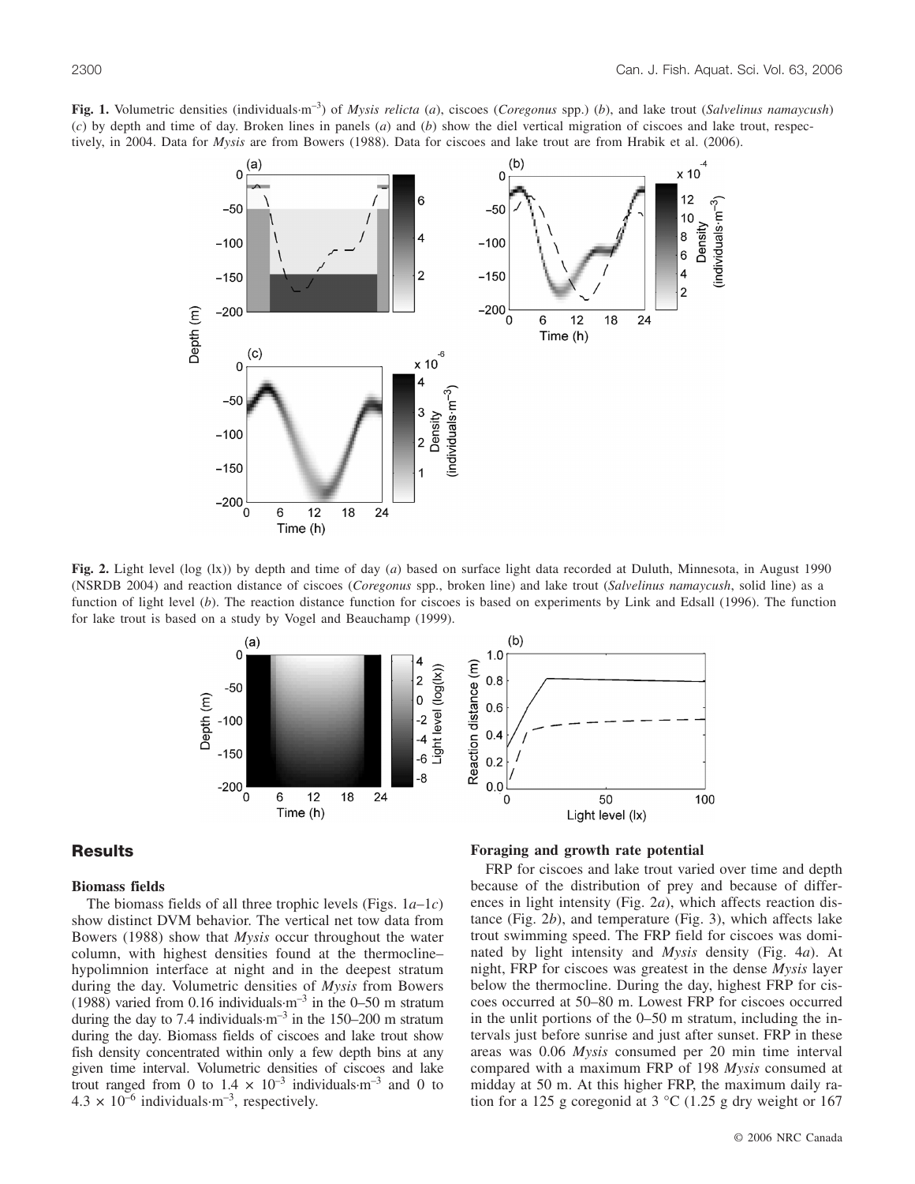**Fig. 1.** Volumetric densities (individuals·m$^{-3}$) of *Mysis relicta* (*a*), ciscoes (*Coregonus* spp.) (*b*), and lake trout (*Salvelinus namaycush*) (*c*) by depth and time of day. Broken lines in panels (*a*) and (*b*) show the diel vertical migration of ciscoes and lake trout, respectively, in 2004. Data for *Mysis* are from Bowers (1988). Data for ciscoes and lake trout are from Hrabik et al. (2006).

**Fig. 2.** Light level (log (lx)) by depth and time of day (*a*) based on surface light data recorded at Duluth, Minnesota, in August 1990 (NSRDB 2004) and reaction distance of ciscoes (*Coregonus* spp., broken line) and lake trout (*Salvelinus namaycush*, solid line) as a function of light level (*b*). The reaction distance function for ciscoes is based on experiments by Link and Edsall (1996). The function for lake trout is based on a study by Vogel and Beauchamp (1999).

## Results

### Biomass fields

The biomass fields of all three trophic levels (Figs. 1*a*–1*c*) show distinct DVM behavior. The vertical net tow data from Bowers (1988) show that *Mysis* occur throughout the water column, with highest densities found at the thermocline–hypolimnion interface at night and in the deepest stratum during the day. Volumetric densities of *Mysis* from Bowers (1988) varied from 0.16 individuals·m$^{-3}$ in the 0–50 m stratum during the day to 7.4 individuals·m$^{-3}$ in the 150–200 m stratum during the day. Biomass fields of ciscoes and lake trout show fish density concentrated within only a few depth bins at any given time interval. Volumetric densities of ciscoes and lake trout ranged from 0 to $1.4 \times 10^{-3}$ individuals·m$^{-3}$ and 0 to $4.3 \times 10^{-6}$ individuals·m$^{-3}$, respectively.

### Foraging and growth rate potential

FRP for ciscoes and lake trout varied over time and depth because of the distribution of prey and because of differences in light intensity (Fig. 2*a*), which affects reaction distance (Fig. 2*b*), and temperature (Fig. 3), which affects lake trout swimming speed. The FRP field for ciscoes was dominated by light intensity and *Mysis* density (Fig. 4*a*). At night, FRP for ciscoes was greatest in the dense *Mysis* layer below the thermocline. During the day, highest FRP for ciscoes occurred at 50–80 m. Lowest FRP for ciscoes occurred in the unlit portions of the 0–50 m stratum, including the intervals just before sunrise and just after sunset. FRP in these areas was 0.06 *Mysis* consumed per 20 min time interval compared with a maximum FRP of 198 *Mysis* consumed at midday at 50 m. At this higher FRP, the maximum daily ration for a 125 g coregonid at 3 °C (1.25 g dry weight or 167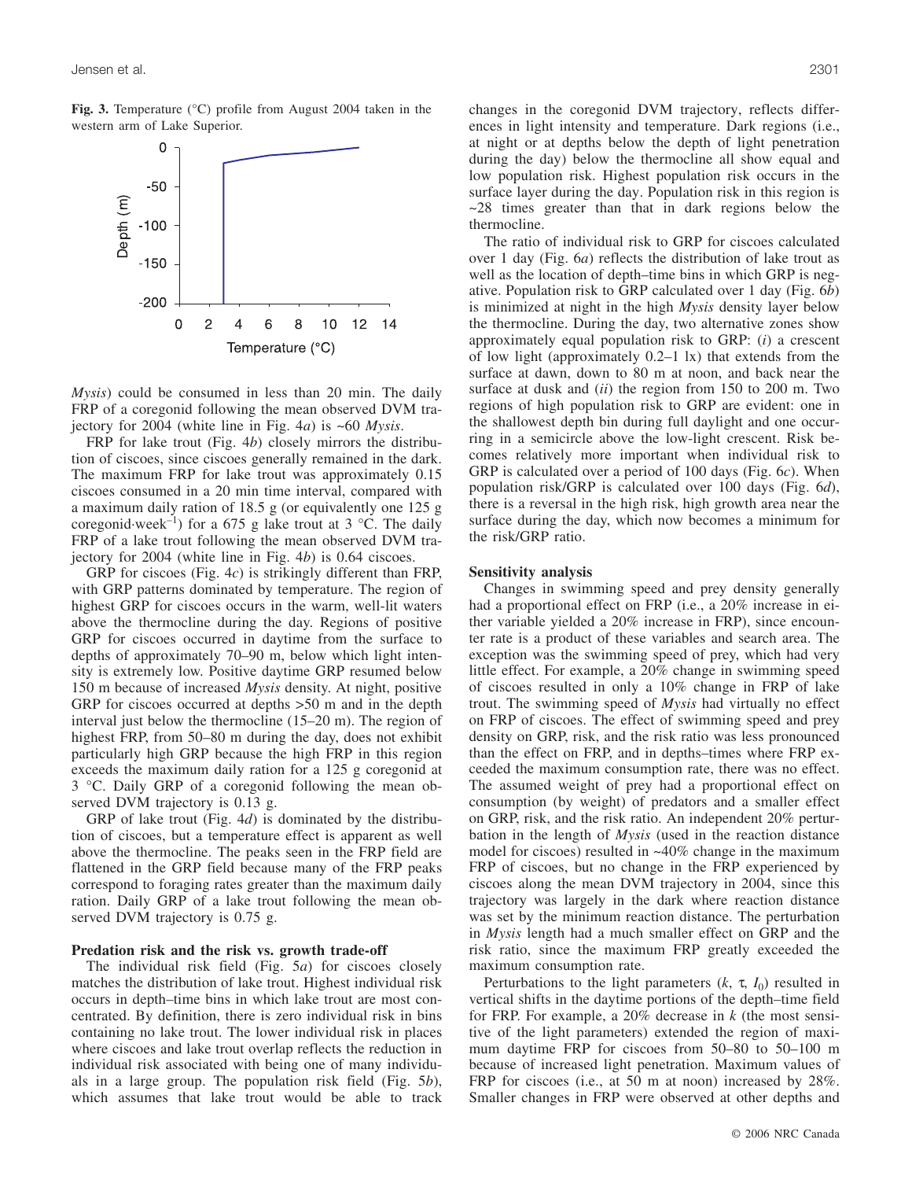**Fig. 3.** Temperature (°C) profile from August 2004 taken in the western arm of Lake Superior.

*Mysis*) could be consumed in less than 20 min. The daily FRP of a coregonid following the mean observed DVM trajectory for 2004 (white line in Fig. 4*a*) is ~60 *Mysis*.

FRP for lake trout (Fig. 4*b*) closely mirrors the distribution of ciscoes, since ciscoes generally remained in the dark. The maximum FRP for lake trout was approximately 0.15 ciscoes consumed in a 20 min time interval, compared with a maximum daily ration of 18.5 g (or equivalently one 125 g coregonid·week$^{-1}$) for a 675 g lake trout at 3 °C. The daily FRP of a lake trout following the mean observed DVM trajectory for 2004 (white line in Fig. 4*b*) is 0.64 ciscoes.

GRP for ciscoes (Fig. 4*c*) is strikingly different than FRP, with GRP patterns dominated by temperature. The region of highest GRP for ciscoes occurs in the warm, well-lit waters above the thermocline during the day. Regions of positive GRP for ciscoes occurred in daytime from the surface to depths of approximately 70–90 m, below which light intensity is extremely low. Positive daytime GRP resumed below 150 m because of increased *Mysis* density. At night, positive GRP for ciscoes occurred at depths >50 m and in the depth interval just below the thermocline (15–20 m). The region of highest FRP, from 50–80 m during the day, does not exhibit particularly high GRP because the high FRP in this region exceeds the maximum daily ration for a 125 g coregonid at 3 °C. Daily GRP of a coregonid following the mean observed DVM trajectory is 0.13 g.

GRP of lake trout (Fig. 4*d*) is dominated by the distribution of ciscoes, but a temperature effect is apparent as well above the thermocline. The peaks seen in the FRP field are flattened in the GRP field because many of the FRP peaks correspond to foraging rates greater than the maximum daily ration. Daily GRP of a lake trout following the mean observed DVM trajectory is 0.75 g.

### Predation risk and the risk vs. growth trade-off

The individual risk field (Fig. 5*a*) for ciscoes closely matches the distribution of lake trout. Highest individual risk occurs in depth–time bins in which lake trout are most concentrated. By definition, there is zero individual risk in bins containing no lake trout. The lower individual risk in places where ciscoes and lake trout overlap reflects the reduction in individual risk associated with being one of many individuals in a large group. The population risk field (Fig. 5*b*), which assumes that lake trout would be able to track changes in the coregonid DVM trajectory, reflects differences in light intensity and temperature. Dark regions (i.e., at night or at depths below the depth of light penetration during the day) below the thermocline all show equal and low population risk. Highest population risk occurs in the surface layer during the day. Population risk in this region is ~28 times greater than that in dark regions below the thermocline.

The ratio of individual risk to GRP for ciscoes calculated over 1 day (Fig. 6*a*) reflects the distribution of lake trout as well as the location of depth–time bins in which GRP is negative. Population risk to GRP calculated over 1 day (Fig. 6*b*) is minimized at night in the high *Mysis* density layer below the thermocline. During the day, two alternative zones show approximately equal population risk to GRP: (*i*) a crescent of low light (approximately 0.2–1 lx) that extends from the surface at dawn, down to 80 m at noon, and back near the surface at dusk and (*ii*) the region from 150 to 200 m. Two regions of high population risk to GRP are evident: one in the shallowest depth bin during full daylight and one occurring in a semicircle above the low-light crescent. Risk becomes relatively more important when individual risk to GRP is calculated over a period of 100 days (Fig. 6*c*). When population risk/GRP is calculated over 100 days (Fig. 6*d*), there is a reversal in the high risk, high growth area near the surface during the day, which now becomes a minimum for the risk/GRP ratio.

### Sensitivity analysis

Changes in swimming speed and prey density generally had a proportional effect on FRP (i.e., a 20% increase in either variable yielded a 20% increase in FRP), since encounter rate is a product of these variables and search area. The exception was the swimming speed of prey, which had very little effect. For example, a 20% change in swimming speed of ciscoes resulted in only a 10% change in FRP of lake trout. The swimming speed of *Mysis* had virtually no effect on FRP of ciscoes. The effect of swimming speed and prey density on GRP, risk, and the risk ratio was less pronounced than the effect on FRP, and in depths–times where FRP exceeded the maximum consumption rate, there was no effect. The assumed weight of prey had a proportional effect on consumption (by weight) of predators and a smaller effect on GRP, risk, and the risk ratio. An independent 20% perturbation in the length of *Mysis* (used in the reaction distance model for ciscoes) resulted in ~40% change in the maximum FRP of ciscoes, but no change in the FRP experienced by ciscoes along the mean DVM trajectory in 2004, since this trajectory was largely in the dark where reaction distance was set by the minimum reaction distance. The perturbation in *Mysis* length had a much smaller effect on GRP and the risk ratio, since the maximum FRP greatly exceeded the maximum consumption rate.

Perturbations to the light parameters ($k$, $\tau$, $I_0$) resulted in vertical shifts in the daytime portions of the depth–time field for FRP. For example, a 20% decrease in $k$ (the most sensitive of the light parameters) extended the region of maximum daytime FRP for ciscoes from 50–80 to 50–100 m because of increased light penetration. Maximum values of FRP for ciscoes (i.e., at 50 m at noon) increased by 28%. Smaller changes in FRP were observed at other depths and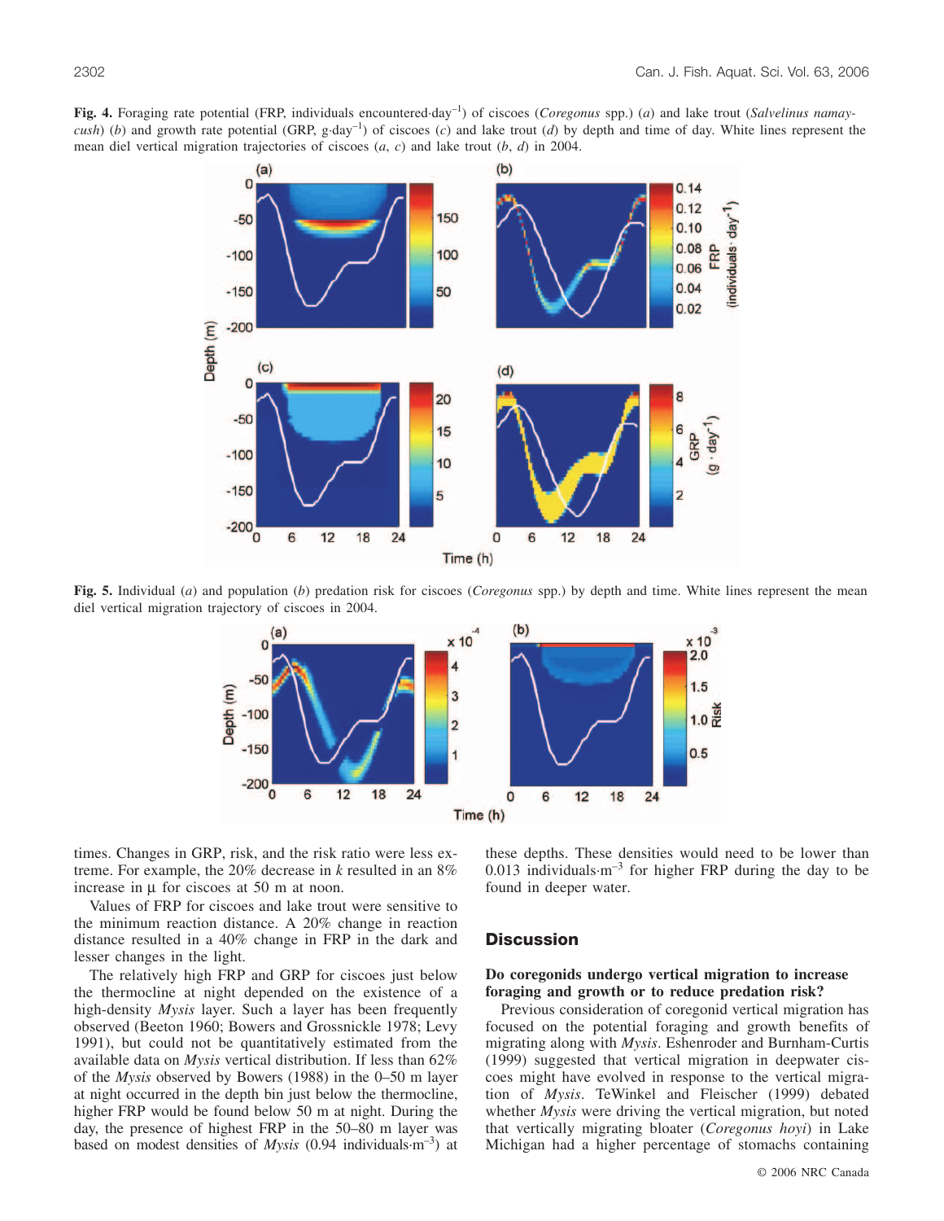**Fig. 4.** Foraging rate potential (FRP, individuals encountered·day$^{-1}$) of ciscoes (*Coregonus* spp.) (*a*) and lake trout (*Salvelinus namaycush*) (*b*) and growth rate potential (GRP, g·day$^{-1}$) of ciscoes (*c*) and lake trout (*d*) by depth and time of day. White lines represent the mean diel vertical migration trajectories of ciscoes (*a*, *c*) and lake trout (*b*, *d*) in 2004.

**Fig. 5.** Individual (*a*) and population (*b*) predation risk for ciscoes (*Coregonus* spp.) by depth and time. White lines represent the mean diel vertical migration trajectory of ciscoes in 2004.

times. Changes in GRP, risk, and the risk ratio were less extreme. For example, the 20% decrease in *k* resulted in an 8% increase in μ for ciscoes at 50 m at noon.

Values of FRP for ciscoes and lake trout were sensitive to the minimum reaction distance. A 20% change in reaction distance resulted in a 40% change in FRP in the dark and lesser changes in the light.

The relatively high FRP and GRP for ciscoes just below the thermocline at night depended on the existence of a high-density *Mysis* layer. Such a layer has been frequently observed (Beeton 1960; Bowers and Grossnickle 1978; Levy 1991), but could not be quantitatively estimated from the available data on *Mysis* vertical distribution. If less than 62% of the *Mysis* observed by Bowers (1988) in the 0–50 m layer at night occurred in the depth bin just below the thermocline, higher FRP would be found below 50 m at night. During the day, the presence of highest FRP in the 50–80 m layer was based on modest densities of *Mysis* (0.94 individuals·m$^{-3}$) at these depths. These densities would need to be lower than 0.013 individuals·m$^{-3}$ for higher FRP during the day to be found in deeper water.

## Discussion

### Do coregonids undergo vertical migration to increase foraging and growth or to reduce predation risk?

Previous consideration of coregonid vertical migration has focused on the potential foraging and growth benefits of migrating along with *Mysis*. Eshenroder and Burnham-Curtis (1999) suggested that vertical migration in deepwater ciscoes might have evolved in response to the vertical migration of *Mysis*. TeWinkel and Fleischer (1999) debated whether *Mysis* were driving the vertical migration, but noted that vertically migrating bloater (*Coregonus hoyi*) in Lake Michigan had a higher percentage of stomachs containing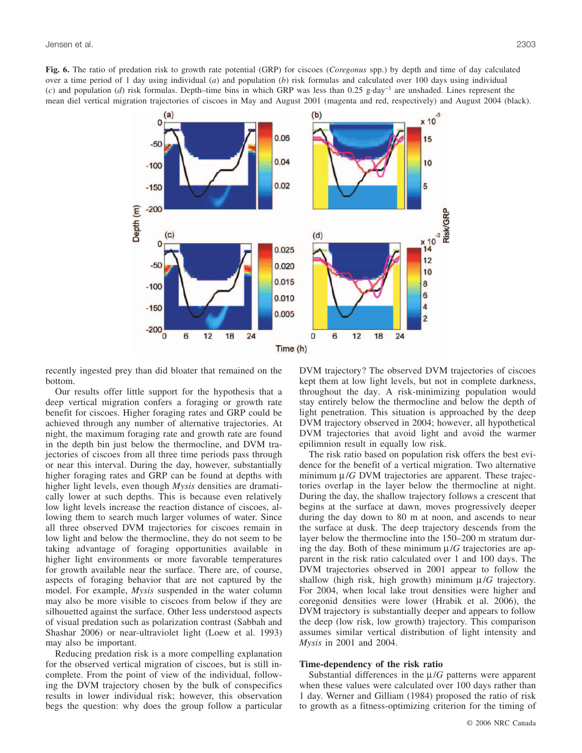**Fig. 6.** The ratio of predation risk to growth rate potential (GRP) for ciscoes (*Coregonus* spp.) by depth and time of day calculated over a time period of 1 day using individual (*a*) and population (*b*) risk formulas and calculated over 100 days using individual (*c*) and population (*d*) risk formulas. Depth–time bins in which GRP was less than 0.25 g·day$^{-1}$ are unshaded. Lines represent the mean diel vertical migration trajectories of ciscoes in May and August 2001 (magenta and red, respectively) and August 2004 (black).

recently ingested prey than did bloater that remained on the bottom.

Our results offer little support for the hypothesis that a deep vertical migration confers a foraging or growth rate benefit for ciscoes. Higher foraging rates and GRP could be achieved through any number of alternative trajectories. At night, the maximum foraging rate and growth rate are found in the depth bin just below the thermocline, and DVM trajectories of ciscoes from all three time periods pass through or near this interval. During the day, however, substantially higher foraging rates and GRP can be found at depths with higher light levels, even though *Mysis* densities are dramatically lower at such depths. This is because even relatively low light levels increase the reaction distance of ciscoes, allowing them to search much larger volumes of water. Since all three observed DVM trajectories for ciscoes remain in low light and below the thermocline, they do not seem to be taking advantage of foraging opportunities available in higher light environments or more favorable temperatures for growth available near the surface. There are, of course, aspects of foraging behavior that are not captured by the model. For example, *Mysis* suspended in the water column may also be more visible to ciscoes from below if they are silhouetted against the surface. Other less understood aspects of visual predation such as polarization contrast (Sabbah and Shashar 2006) or near-ultraviolet light (Loew et al. 1993) may also be important.

Reducing predation risk is a more compelling explanation for the observed vertical migration of ciscoes, but is still incomplete. From the point of view of the individual, following the DVM trajectory chosen by the bulk of conspecifics results in lower individual risk; however, this observation begs the question: why does the group follow a particular DVM trajectory? The observed DVM trajectories of ciscoes kept them at low light levels, but not in complete darkness, throughout the day. A risk-minimizing population would stay entirely below the thermocline and below the depth of light penetration. This situation is approached by the deep DVM trajectory observed in 2004; however, all hypothetical DVM trajectories that avoid light and avoid the warmer epilimnion result in equally low risk.

The risk ratio based on population risk offers the best evidence for the benefit of a vertical migration. Two alternative minimum $\mu/G$ DVM trajectories are apparent. These trajectories overlap in the layer below the thermocline at night. During the day, the shallow trajectory follows a crescent that begins at the surface at dawn, moves progressively deeper during the day down to 80 m at noon, and ascends to near the surface at dusk. The deep trajectory descends from the layer below the thermocline into the 150–200 m stratum during the day. Both of these minimum $\mu/G$ trajectories are apparent in the risk ratio calculated over 1 and 100 days. The DVM trajectories observed in 2001 appear to follow the shallow (high risk, high growth) minimum $\mu/G$ trajectory. For 2004, when local lake trout densities were higher and coregonid densities were lower (Hrabik et al. 2006), the DVM trajectory is substantially deeper and appears to follow the deep (low risk, low growth) trajectory. This comparison assumes similar vertical distribution of light intensity and *Mysis* in 2001 and 2004.

### Time-dependency of the risk ratio

Substantial differences in the $\mu/G$ patterns were apparent when these values were calculated over 100 days rather than 1 day. Werner and Gilliam (1984) proposed the ratio of risk to growth as a fitness-optimizing criterion for the timing of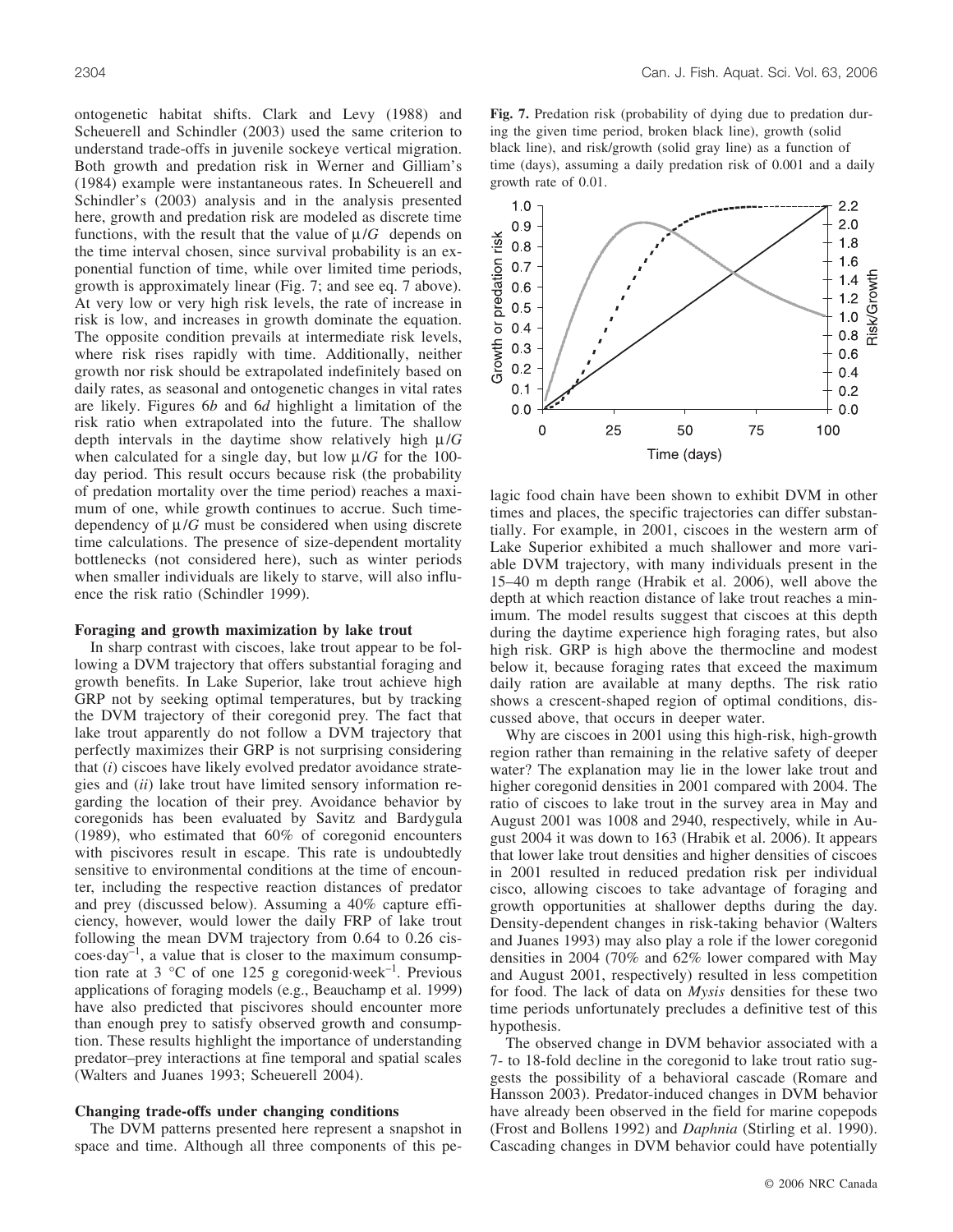ontogenetic habitat shifts. Clark and Levy (1988) and Scheuerell and Schindler (2003) used the same criterion to understand trade-offs in juvenile sockeye vertical migration. Both growth and predation risk in Werner and Gilliam's (1984) example were instantaneous rates. In Scheuerell and Schindler's (2003) analysis and in the analysis presented here, growth and predation risk are modeled as discrete time functions, with the result that the value of $\mu/G$ depends on the time interval chosen, since survival probability is an exponential function of time, while over limited time periods, growth is approximately linear (Fig. 7; and see eq. 7 above). At very low or very high risk levels, the rate of increase in risk is low, and increases in growth dominate the equation. The opposite condition prevails at intermediate risk levels, where risk rises rapidly with time. Additionally, neither growth nor risk should be extrapolated indefinitely based on daily rates, as seasonal and ontogenetic changes in vital rates are likely. Figures 6*b* and 6*d* highlight a limitation of the risk ratio when extrapolated into the future. The shallow depth intervals in the daytime show relatively high $\mu/G$ when calculated for a single day, but low $\mu/G$ for the 100-day period. This result occurs because risk (the probability of predation mortality over the time period) reaches a maximum of one, while growth continues to accrue. Such time-dependency of $\mu/G$ must be considered when using discrete time calculations. The presence of size-dependent mortality bottlenecks (not considered here), such as winter periods when smaller individuals are likely to starve, will also influence the risk ratio (Schindler 1999).

**Fig. 7.** Predation risk (probability of dying due to predation during the given time period, broken black line), growth (solid black line), and risk/growth (solid gray line) as a function of time (days), assuming a daily predation risk of 0.001 and a daily growth rate of 0.01.

### Foraging and growth maximization by lake trout

In sharp contrast with ciscoes, lake trout appear to be following a DVM trajectory that offers substantial foraging and growth benefits. In Lake Superior, lake trout achieve high GRP not by seeking optimal temperatures, but by tracking the DVM trajectory of their coregonid prey. The fact that lake trout apparently do not follow a DVM trajectory that perfectly maximizes their GRP is not surprising considering that (*i*) ciscoes have likely evolved predator avoidance strategies and (*ii*) lake trout have limited sensory information regarding the location of their prey. Avoidance behavior by coregonids has been evaluated by Savitz and Bardygula (1989), who estimated that 60% of coregonid encounters with piscivores result in escape. This rate is undoubtedly sensitive to environmental conditions at the time of encounter, including the respective reaction distances of predator and prey (discussed below). Assuming a 40% capture efficiency, however, would lower the daily FRP of lake trout following the mean DVM trajectory from 0.64 to 0.26 ciscoes·day$^{-1}$, a value that is closer to the maximum consumption rate at 3 °C of one 125 g coregonid·week$^{-1}$. Previous applications of foraging models (e.g., Beauchamp et al. 1999) have also predicted that piscivores should encounter more than enough prey to satisfy observed growth and consumption. These results highlight the importance of understanding predator–prey interactions at fine temporal and spatial scales (Walters and Juanes 1993; Scheuerell 2004).

### Changing trade-offs under changing conditions

The DVM patterns presented here represent a snapshot in space and time. Although all three components of this pelagic food chain have been shown to exhibit DVM in other times and places, the specific trajectories can differ substantially. For example, in 2001, ciscoes in the western arm of Lake Superior exhibited a much shallower and more variable DVM trajectory, with many individuals present in the 15–40 m depth range (Hrabik et al. 2006), well above the depth at which reaction distance of lake trout reaches a minimum. The model results suggest that ciscoes at this depth during the daytime experience high foraging rates, but also high risk. GRP is high above the thermocline and modest below it, because foraging rates that exceed the maximum daily ration are available at many depths. The risk ratio shows a crescent-shaped region of optimal conditions, discussed above, that occurs in deeper water.

Why are ciscoes in 2001 using this high-risk, high-growth region rather than remaining in the relative safety of deeper water? The explanation may lie in the lower lake trout and higher coregonid densities in 2001 compared with 2004. The ratio of ciscoes to lake trout in the survey area in May and August 2001 was 1008 and 2940, respectively, while in August 2004 it was down to 163 (Hrabik et al. 2006). It appears that lower lake trout densities and higher densities of ciscoes in 2001 resulted in reduced predation risk per individual cisco, allowing ciscoes to take advantage of foraging and growth opportunities at shallower depths during the day. Density-dependent changes in risk-taking behavior (Walters and Juanes 1993) may also play a role if the lower coregonid densities in 2004 (70% and 62% lower compared with May and August 2001, respectively) resulted in less competition for food. The lack of data on *Mysis* densities for these two time periods unfortunately precludes a definitive test of this hypothesis.

The observed change in DVM behavior associated with a 7- to 18-fold decline in the coregonid to lake trout ratio suggests the possibility of a behavioral cascade (Romare and Hansson 2003). Predator-induced changes in DVM behavior have already been observed in the field for marine copepods (Frost and Bollens 1992) and *Daphnia* (Stirling et al. 1990). Cascading changes in DVM behavior could have potentially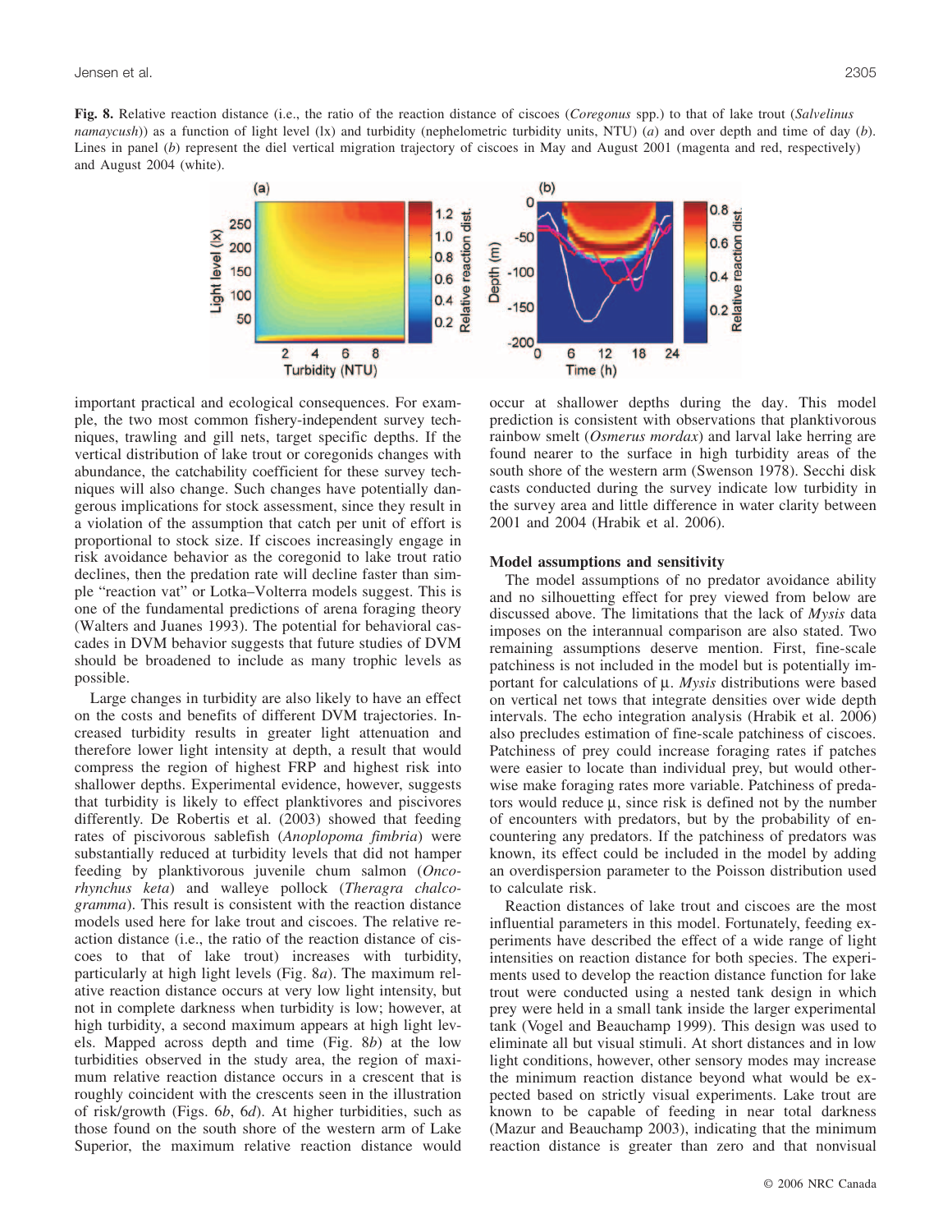**Fig. 8.** Relative reaction distance (i.e., the ratio of the reaction distance of ciscoes (*Coregonus* spp.) to that of lake trout (*Salvelinus namaycush*)) as a function of light level (lx) and turbidity (nephelometric turbidity units, NTU) (*a*) and over depth and time of day (*b*). Lines in panel (*b*) represent the diel vertical migration trajectory of ciscoes in May and August 2001 (magenta and red, respectively) and August 2004 (white).

important practical and ecological consequences. For example, the two most common fishery-independent survey techniques, trawling and gill nets, target specific depths. If the vertical distribution of lake trout or coregonids changes with abundance, the catchability coefficient for these survey techniques will also change. Such changes have potentially dangerous implications for stock assessment, since they result in a violation of the assumption that catch per unit of effort is proportional to stock size. If ciscoes increasingly engage in risk avoidance behavior as the coregonid to lake trout ratio declines, then the predation rate will decline faster than simple "reaction vat" or Lotka–Volterra models suggest. This is one of the fundamental predictions of arena foraging theory (Walters and Juanes 1993). The potential for behavioral cascades in DVM behavior suggests that future studies of DVM should be broadened to include as many trophic levels as possible.

Large changes in turbidity are also likely to have an effect on the costs and benefits of different DVM trajectories. Increased turbidity results in greater light attenuation and therefore lower light intensity at depth, a result that would compress the region of highest FRP and highest risk into shallower depths. Experimental evidence, however, suggests that turbidity is likely to effect planktivores and piscivores differently. De Robertis et al. (2003) showed that feeding rates of piscivorous sablefish (*Anoplopoma fimbria*) were substantially reduced at turbidity levels that did not hamper feeding by planktivorous juvenile chum salmon (*Oncorhynchus keta*) and walleye pollock (*Theragra chalcogramma*). This result is consistent with the reaction distance models used here for lake trout and ciscoes. The relative reaction distance (i.e., the ratio of the reaction distance of ciscoes to that of lake trout) increases with turbidity, particularly at high light levels (Fig. 8*a*). The maximum relative reaction distance occurs at very low light intensity, but not in complete darkness when turbidity is low; however, at high turbidity, a second maximum appears at high light levels. Mapped across depth and time (Fig. 8*b*) at the low turbidities observed in the study area, the region of maximum relative reaction distance occurs in a crescent that is roughly coincident with the crescents seen in the illustration of risk/growth (Figs. 6*b*, 6*d*). At higher turbidities, such as those found on the south shore of the western arm of Lake Superior, the maximum relative reaction distance would occur at shallower depths during the day. This model prediction is consistent with observations that planktivorous rainbow smelt (*Osmerus mordax*) and larval lake herring are found nearer to the surface in high turbidity areas of the south shore of the western arm (Swenson 1978). Secchi disk casts conducted during the survey indicate low turbidity in the survey area and little difference in water clarity between 2001 and 2004 (Hrabik et al. 2006).

### Model assumptions and sensitivity

The model assumptions of no predator avoidance ability and no silhouetting effect for prey viewed from below are discussed above. The limitations that the lack of *Mysis* data imposes on the interannual comparison are also stated. Two remaining assumptions deserve mention. First, fine-scale patchiness is not included in the model but is potentially important for calculations of $\mu$. *Mysis* distributions were based on vertical net tows that integrate densities over wide depth intervals. The echo integration analysis (Hrabik et al. 2006) also precludes estimation of fine-scale patchiness of ciscoes. Patchiness of prey could increase foraging rates if patches were easier to locate than individual prey, but would otherwise make foraging rates more variable. Patchiness of predators would reduce $\mu$, since risk is defined not by the number of encounters with predators, but by the probability of encountering any predators. If the patchiness of predators was known, its effect could be included in the model by adding an overdispersion parameter to the Poisson distribution used to calculate risk.

Reaction distances of lake trout and ciscoes are the most influential parameters in this model. Fortunately, feeding experiments have described the effect of a wide range of light intensities on reaction distance for both species. The experiments used to develop the reaction distance function for lake trout were conducted using a nested tank design in which prey were held in a small tank inside the larger experimental tank (Vogel and Beauchamp 1999). This design was used to eliminate all but visual stimuli. At short distances and in low light conditions, however, other sensory modes may increase the minimum reaction distance beyond what would be expected based on strictly visual experiments. Lake trout are known to be capable of feeding in near total darkness (Mazur and Beauchamp 2003), indicating that the minimum reaction distance is greater than zero and that nonvisual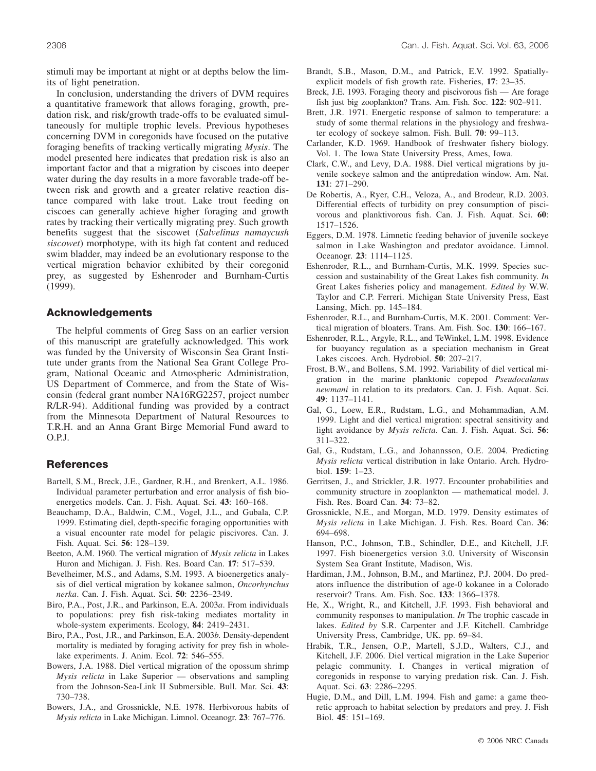stimuli may be important at night or at depths below the limits of light penetration.

In conclusion, understanding the drivers of DVM requires a quantitative framework that allows foraging, growth, predation risk, and risk/growth trade-offs to be evaluated simultaneously for multiple trophic levels. Previous hypotheses concerning DVM in coregonids have focused on the putative foraging benefits of tracking vertically migrating *Mysis*. The model presented here indicates that predation risk is also an important factor and that a migration by ciscoes into deeper water during the day results in a more favorable trade-off between risk and growth and a greater relative reaction distance compared with lake trout. Lake trout feeding on ciscoes can generally achieve higher foraging and growth rates by tracking their vertically migrating prey. Such growth benefits suggest that the siscowet (*Salvelinus namaycush siscowet*) morphotype, with its high fat content and reduced swim bladder, may indeed be an evolutionary response to the vertical migration behavior exhibited by their coregonid prey, as suggested by Eshenroder and Burnham-Curtis (1999).

## Acknowledgements

The helpful comments of Greg Sass on an earlier version of this manuscript are gratefully acknowledged. This work was funded by the University of Wisconsin Sea Grant Institute under grants from the National Sea Grant College Program, National Oceanic and Atmospheric Administration, US Department of Commerce, and from the State of Wisconsin (federal grant number NA16RG2257, project number R/LR-94). Additional funding was provided by a contract from the Minnesota Department of Natural Resources to T.R.H. and an Anna Grant Birge Memorial Fund award to O.P.J.

## References

Bartell, S.M., Breck, J.E., Gardner, R.H., and Brenkert, A.L. 1986. Individual parameter perturbation and error analysis of fish bioenergetics models. Can. J. Fish. Aquat. Sci. **43**: 160–168.

Beauchamp, D.A., Baldwin, C.M., Vogel, J.L., and Gubala, C.P. 1999. Estimating diel, depth-specific foraging opportunities with a visual encounter rate model for pelagic piscivores. Can. J. Fish. Aquat. Sci. **56**: 128–139.

Beeton, A.M. 1960. The vertical migration of *Mysis relicta* in Lakes Huron and Michigan. J. Fish. Res. Board Can. **17**: 517–539.

Bevelheimer, M.S., and Adams, S.M. 1993. A bioenergetics analysis of diel vertical migration by kokanee salmon, *Oncorhynchus nerka*. Can. J. Fish. Aquat. Sci. **50**: 2336–2349.

Biro, P.A., Post, J.R., and Parkinson, E.A. 2003*a*. From individuals to populations: prey fish risk-taking mediates mortality in whole-system experiments. Ecology, **84**: 2419–2431.

Biro, P.A., Post, J.R., and Parkinson, E.A. 2003*b*. Density-dependent mortality is mediated by foraging activity for prey fish in whole-lake experiments. J. Anim. Ecol. **72**: 546–555.

Bowers, J.A. 1988. Diel vertical migration of the opossum shrimp *Mysis relicta* in Lake Superior — observations and sampling from the Johnson-Sea-Link II Submersible. Bull. Mar. Sci. **43**: 730–738.

Bowers, J.A., and Grossnickle, N.E. 1978. Herbivorous habits of *Mysis relicta* in Lake Michigan. Limnol. Oceanogr. **23**: 767–776.

Brandt, S.B., Mason, D.M., and Patrick, E.V. 1992. Spatially-explicit models of fish growth rate. Fisheries, **17**: 23–35.

Breck, J.E. 1993. Foraging theory and piscivorous fish — Are forage fish just big zooplankton? Trans. Am. Fish. Soc. **122**: 902–911.

Brett, J.R. 1971. Energetic response of salmon to temperature: a study of some thermal relations in the physiology and freshwater ecology of sockeye salmon. Fish. Bull. **70**: 99–113.

Carlander, K.D. 1969. Handbook of freshwater fishery biology. Vol. 1. The Iowa State University Press, Ames, Iowa.

Clark, C.W., and Levy, D.A. 1988. Diel vertical migrations by juvenile sockeye salmon and the antipredation window. Am. Nat. **131**: 271–290.

De Robertis, A., Ryer, C.H., Veloza, A., and Brodeur, R.D. 2003. Differential effects of turbidity on prey consumption of piscivorous and planktivorous fish. Can. J. Fish. Aquat. Sci. **60**: 1517–1526.

Eggers, D.M. 1978. Limnetic feeding behavior of juvenile sockeye salmon in Lake Washington and predator avoidance. Limnol. Oceanogr. **23**: 1114–1125.

Eshenroder, R.L., and Burnham-Curtis, M.K. 1999. Species succession and sustainability of the Great Lakes fish community. *In* Great Lakes fisheries policy and management. *Edited by* W.W. Taylor and C.P. Ferreri. Michigan State University Press, East Lansing, Mich. pp. 145–184.

Eshenroder, R.L., and Burnham-Curtis, M.K. 2001. Comment: Vertical migration of bloaters. Trans. Am. Fish. Soc. **130**: 166–167.

Eshenroder, R.L., Argyle, R.L., and TeWinkel, L.M. 1998. Evidence for buoyancy regulation as a speciation mechanism in Great Lakes ciscoes. Arch. Hydrobiol. **50**: 207–217.

Frost, B.W., and Bollens, S.M. 1992. Variability of diel vertical migration in the marine planktonic copepod *Pseudocalanus newmani* in relation to its predators. Can. J. Fish. Aquat. Sci. **49**: 1137–1141.

Gal, G., Loew, E.R., Rudstam, L.G., and Mohammadian, A.M. 1999. Light and diel vertical migration: spectral sensitivity and light avoidance by *Mysis relicta*. Can. J. Fish. Aquat. Sci. **56**: 311–322.

Gal, G., Rudstam, L.G., and Johannsson, O.E. 2004. Predicting *Mysis relicta* vertical distribution in lake Ontario. Arch. Hydrobiol. **159**: 1–23.

Gerritsen, J., and Strickler, J.R. 1977. Encounter probabilities and community structure in zooplankton — mathematical model. J. Fish. Res. Board Can. **34**: 73–82.

Grossnickle, N.E., and Morgan, M.D. 1979. Density estimates of *Mysis relicta* in Lake Michigan. J. Fish. Res. Board Can. **36**: 694–698.

Hanson, P.C., Johnson, T.B., Schindler, D.E., and Kitchell, J.F. 1997. Fish bioenergetics version 3.0. University of Wisconsin System Sea Grant Institute, Madison, Wis.

Hardiman, J.M., Johnson, B.M., and Martinez, P.J. 2004. Do predators influence the distribution of age-0 kokanee in a Colorado reservoir? Trans. Am. Fish. Soc. **133**: 1366–1378.

He, X., Wright, R., and Kitchell, J.F. 1993. Fish behavioral and community responses to manipulation. *In* The trophic cascade in lakes. *Edited by* S.R. Carpenter and J.F. Kitchell. Cambridge University Press, Cambridge, UK. pp. 69–84.

Hrabik, T.R., Jensen, O.P., Martell, S.J.D., Walters, C.J., and Kitchell, J.F. 2006. Diel vertical migration in the Lake Superior pelagic community. I. Changes in vertical migration of coregonids in response to varying predation risk. Can. J. Fish. Aquat. Sci. **63**: 2286–2295.

Hugie, D.M., and Dill, L.M. 1994. Fish and game: a game theoretic approach to habitat selection by predators and prey. J. Fish Biol. **45**: 151–169.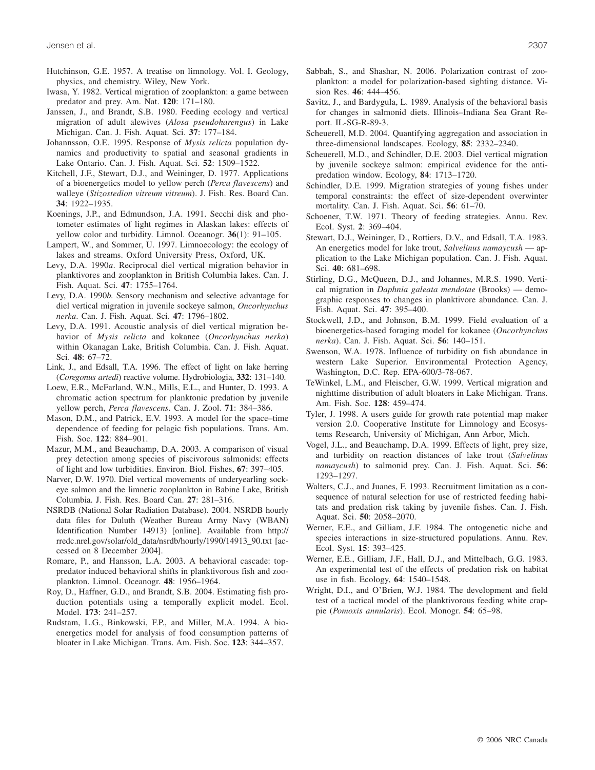Hutchinson, G.E. 1957. A treatise on limnology. Vol. I. Geology, physics, and chemistry. Wiley, New York.

Iwasa, Y. 1982. Vertical migration of zooplankton: a game between predator and prey. Am. Nat. **120**: 171–180.

Janssen, J., and Brandt, S.B. 1980. Feeding ecology and vertical migration of adult alewives (*Alosa pseudoharengus*) in Lake Michigan. Can. J. Fish. Aquat. Sci. **37**: 177–184.

Johannsson, O.E. 1995. Response of *Mysis relicta* population dynamics and productivity to spatial and seasonal gradients in Lake Ontario. Can. J. Fish. Aquat. Sci. **52**: 1509–1522.

Kitchell, J.F., Stewart, D.J., and Weininger, D. 1977. Applications of a bioenergetics model to yellow perch (*Perca flavescens*) and walleye (*Stizostedion vitreum vitreum*). J. Fish. Res. Board Can. **34**: 1922–1935.

Koenings, J.P., and Edmundson, J.A. 1991. Secchi disk and photometer estimates of light regimes in Alaskan lakes: effects of yellow color and turbidity. Limnol. Oceanogr. **36**(1): 91–105.

Lampert, W., and Sommer, U. 1997. Limnoecology: the ecology of lakes and streams. Oxford University Press, Oxford, UK.

Levy, D.A. 1990*a*. Reciprocal diel vertical migration behavior in planktivores and zooplankton in British Columbia lakes. Can. J. Fish. Aquat. Sci. **47**: 1755–1764.

Levy, D.A. 1990*b*. Sensory mechanism and selective advantage for diel vertical migration in juvenile sockeye salmon, *Oncorhynchus nerka*. Can. J. Fish. Aquat. Sci. **47**: 1796–1802.

Levy, D.A. 1991. Acoustic analysis of diel vertical migration behavior of *Mysis relicta* and kokanee (*Oncorhynchus nerka*) within Okanagan Lake, British Columbia. Can. J. Fish. Aquat. Sci. **48**: 67–72.

Link, J., and Edsall, T.A. 1996. The effect of light on lake herring (*Coregonus artedi*) reactive volume. Hydrobiologia, **332**: 131–140.

Loew, E.R., McFarland, W.N., Mills, E.L., and Hunter, D. 1993. A chromatic action spectrum for planktonic predation by juvenile yellow perch, *Perca flavescens*. Can. J. Zool. **71**: 384–386.

Mason, D.M., and Patrick, E.V. 1993. A model for the space–time dependence of feeding for pelagic fish populations. Trans. Am. Fish. Soc. **122**: 884–901.

Mazur, M.M., and Beauchamp, D.A. 2003. A comparison of visual prey detection among species of piscivorous salmonids: effects of light and low turbidities. Environ. Biol. Fishes, **67**: 397–405.

Narver, D.W. 1970. Diel vertical movements of underyearling sockeye salmon and the limnetic zooplankton in Babine Lake, British Columbia. J. Fish. Res. Board Can. **27**: 281–316.

NSRDB (National Solar Radiation Database). 2004. NSRDB hourly data files for Duluth (Weather Bureau Army Navy (WBAN) Identification Number 14913) [online]. Available from http://rredc.nrel.gov/solar/old_data/nsrdb/hourly/1990/14913_90.txt [accessed on 8 December 2004].

Romare, P., and Hansson, L.A. 2003. A behavioral cascade: top-predator induced behavioral shifts in planktivorous fish and zooplankton. Limnol. Oceanogr. **48**: 1956–1964.

Roy, D., Haffner, G.D., and Brandt, S.B. 2004. Estimating fish production potentials using a temporally explicit model. Ecol. Model. **173**: 241–257.

Rudstam, L.G., Binkowski, F.P., and Miller, M.A. 1994. A bioenergetics model for analysis of food consumption patterns of bloater in Lake Michigan. Trans. Am. Fish. Soc. **123**: 344–357.

Sabbah, S., and Shashar, N. 2006. Polarization contrast of zooplankton: a model for polarization-based sighting distance. Vision Res. **46**: 444–456.

Savitz, J., and Bardygula, L. 1989. Analysis of the behavioral basis for changes in salmonid diets. Illinois–Indiana Sea Grant Report. IL-SG-R-89-3.

Scheuerell, M.D. 2004. Quantifying aggregation and association in three-dimensional landscapes. Ecology, **85**: 2332–2340.

Scheuerell, M.D., and Schindler, D.E. 2003. Diel vertical migration by juvenile sockeye salmon: empirical evidence for the antipredation window. Ecology, **84**: 1713–1720.

Schindler, D.E. 1999. Migration strategies of young fishes under temporal constraints: the effect of size-dependent overwinter mortality. Can. J. Fish. Aquat. Sci. **56**: 61–70.

Schoener, T.W. 1971. Theory of feeding strategies. Annu. Rev. Ecol. Syst. **2**: 369–404.

Stewart, D.J., Weininger, D., Rottiers, D.V., and Edsall, T.A. 1983. An energetics model for lake trout, *Salvelinus namaycush* — application to the Lake Michigan population. Can. J. Fish. Aquat. Sci. **40**: 681–698.

Stirling, D.G., McQueen, D.J., and Johannes, M.R.S. 1990. Vertical migration in *Daphnia galeata mendotae* (Brooks) — demographic responses to changes in planktivore abundance. Can. J. Fish. Aquat. Sci. **47**: 395–400.

Stockwell, J.D., and Johnson, B.M. 1999. Field evaluation of a bioenergetics-based foraging model for kokanee (*Oncorhynchus nerka*). Can. J. Fish. Aquat. Sci. **56**: 140–151.

Swenson, W.A. 1978. Influence of turbidity on fish abundance in western Lake Superior. Environmental Protection Agency, Washington, D.C. Rep. EPA-600/3-78-067.

TeWinkel, L.M., and Fleischer, G.W. 1999. Vertical migration and nighttime distribution of adult bloaters in Lake Michigan. Trans. Am. Fish. Soc. **128**: 459–474.

Tyler, J. 1998. A users guide for growth rate potential map maker version 2.0. Cooperative Institute for Limnology and Ecosystems Research, University of Michigan, Ann Arbor, Mich.

Vogel, J.L., and Beauchamp, D.A. 1999. Effects of light, prey size, and turbidity on reaction distances of lake trout (*Salvelinus namaycush*) to salmonid prey. Can. J. Fish. Aquat. Sci. **56**: 1293–1297.

Walters, C.J., and Juanes, F. 1993. Recruitment limitation as a consequence of natural selection for use of restricted feeding habitats and predation risk taking by juvenile fishes. Can. J. Fish. Aquat. Sci. **50**: 2058–2070.

Werner, E.E., and Gilliam, J.F. 1984. The ontogenetic niche and species interactions in size-structured populations. Annu. Rev. Ecol. Syst. **15**: 393–425.

Werner, E.E., Gilliam, J.F., Hall, D.J., and Mittelbach, G.G. 1983. An experimental test of the effects of predation risk on habitat use in fish. Ecology, **64**: 1540–1548.

Wright, D.I., and O'Brien, W.J. 1984. The development and field test of a tactical model of the planktivorous feeding white crappie (*Pomoxis annularis*). Ecol. Monogr. **54**: 65–98.